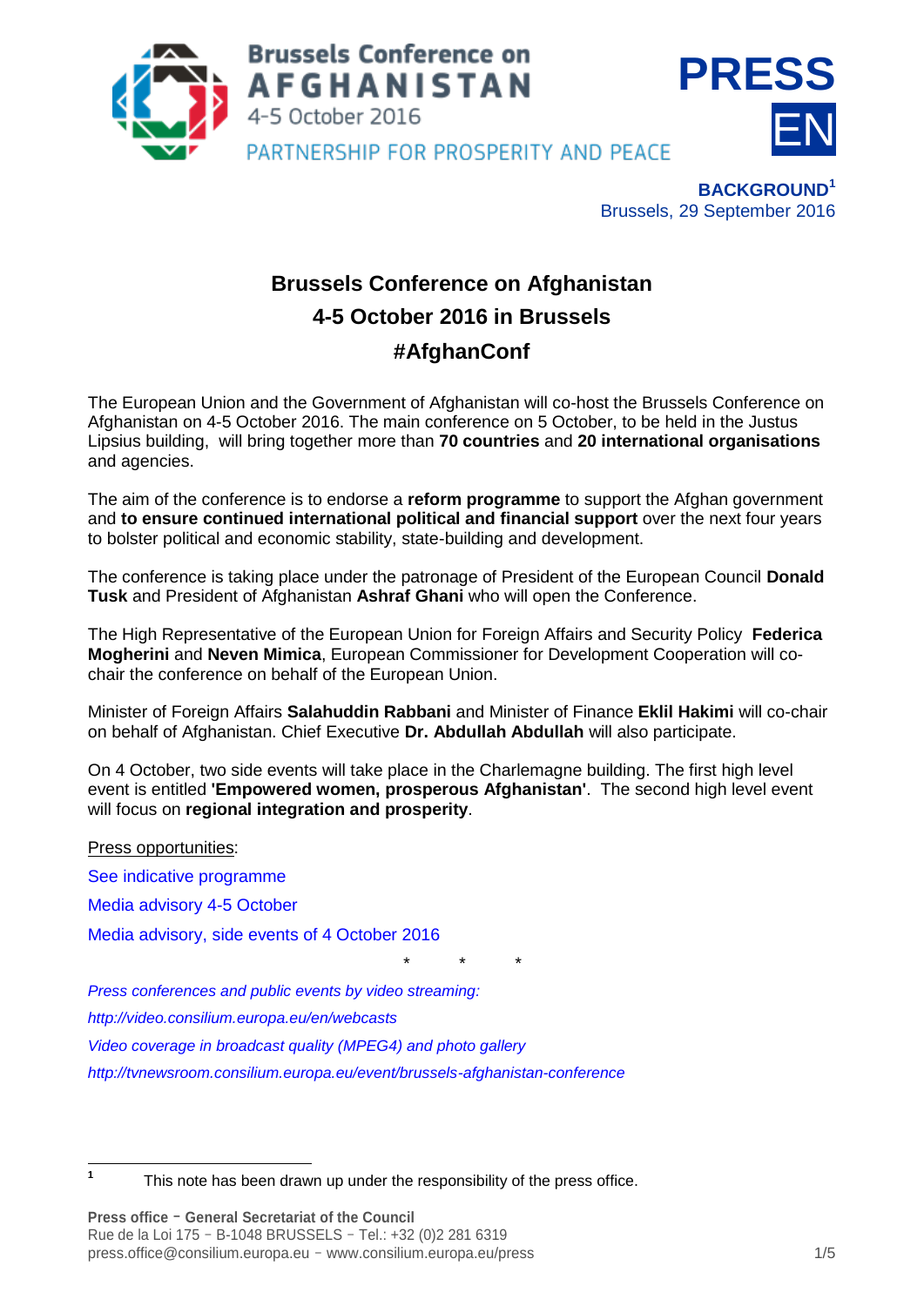Brussels Conference on AFGHANISTAN
4-5 October 2016
PARTNERSHIP FOR PROSPERITY AND PEACE

**PRESS**
**EN**

**BACKGROUND**[1]
Brussels, 29 September 2016

# Brussels Conference on Afghanistan
# 4-5 October 2016 in Brussels
# #AfghanConf

The European Union and the Government of Afghanistan will co-host the Brussels Conference on Afghanistan on 4-5 October 2016. The main conference on 5 October, to be held in the Justus Lipsius building, will bring together more than **70 countries** and **20 international organisations** and agencies.

The aim of the conference is to endorse a **reform programme** to support the Afghan government and **to ensure continued international political and financial support** over the next four years to bolster political and economic stability, state-building and development.

The conference is taking place under the patronage of President of the European Council **Donald Tusk** and President of Afghanistan **Ashraf Ghani** who will open the Conference.

The High Representative of the European Union for Foreign Affairs and Security Policy **Federica Mogherini** and **Neven Mimica**, European Commissioner for Development Cooperation will co-chair the conference on behalf of the European Union.

Minister of Foreign Affairs **Salahuddin Rabbani** and Minister of Finance **Eklil Hakimi** will co-chair on behalf of Afghanistan. Chief Executive **Dr. Abdullah Abdullah** will also participate.

On 4 October, two side events will take place in the Charlemagne building. The first high level event is entitled **'Empowered women, prosperous Afghanistan'**. The second high level event will focus on **regional integration and prosperity**.

Press opportunities:

See indicative programme

Media advisory 4-5 October

Media advisory, side events of 4 October 2016

\* \* \*

*Press conferences and public events by video streaming:*

*http://video.consilium.europa.eu/en/webcasts*

*Video coverage in broadcast quality (MPEG4) and photo gallery*

*http://tvnewsroom.consilium.europa.eu/event/brussels-afghanistan-conference*

[1] This note has been drawn up under the responsibility of the press office.

**Press office - General Secretariat of the Council**
Rue de la Loi 175 - B-1048 BRUSSELS - Tel.: +32 (0)2 281 6319
press.office@consilium.europa.eu - www.consilium.europa.eu/press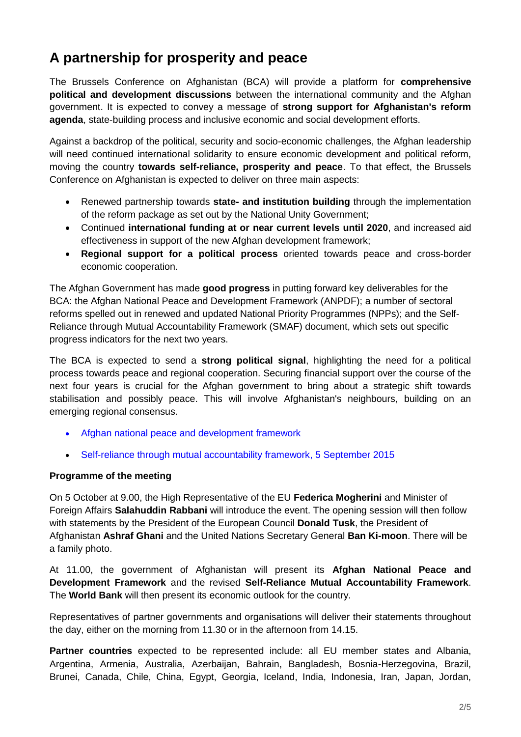## A partnership for prosperity and peace

The Brussels Conference on Afghanistan (BCA) will provide a platform for **comprehensive political and development discussions** between the international community and the Afghan government. It is expected to convey a message of **strong support for Afghanistan's reform agenda**, state-building process and inclusive economic and social development efforts.

Against a backdrop of the political, security and socio-economic challenges, the Afghan leadership will need continued international solidarity to ensure economic development and political reform, moving the country **towards self-reliance, prosperity and peace**. To that effect, the Brussels Conference on Afghanistan is expected to deliver on three main aspects:

- Renewed partnership towards **state- and institution building** through the implementation of the reform package as set out by the National Unity Government;
- Continued **international funding at or near current levels until 2020**, and increased aid effectiveness in support of the new Afghan development framework;
- **Regional support for a political process** oriented towards peace and cross-border economic cooperation.

The Afghan Government has made **good progress** in putting forward key deliverables for the BCA: the Afghan National Peace and Development Framework (ANPDF); a number of sectoral reforms spelled out in renewed and updated National Priority Programmes (NPPs); and the Self-Reliance through Mutual Accountability Framework (SMAF) document, which sets out specific progress indicators for the next two years.

The BCA is expected to send a **strong political signal**, highlighting the need for a political process towards peace and regional cooperation. Securing financial support over the course of the next four years is crucial for the Afghan government to bring about a strategic shift towards stabilisation and possibly peace. This will involve Afghanistan's neighbours, building on an emerging regional consensus.

- Afghan national peace and development framework
- Self-reliance through mutual accountability framework, 5 September 2015

**Programme of the meeting**

On 5 October at 9.00, the High Representative of the EU **Federica Mogherini** and Minister of Foreign Affairs **Salahuddin Rabbani** will introduce the event. The opening session will then follow with statements by the President of the European Council **Donald Tusk**, the President of Afghanistan **Ashraf Ghani** and the United Nations Secretary General **Ban Ki-moon**. There will be a family photo.

At 11.00, the government of Afghanistan will present its **Afghan National Peace and Development Framework** and the revised **Self-Reliance Mutual Accountability Framework**. The **World Bank** will then present its economic outlook for the country.

Representatives of partner governments and organisations will deliver their statements throughout the day, either on the morning from 11.30 or in the afternoon from 14.15.

**Partner countries** expected to be represented include: all EU member states and Albania, Argentina, Armenia, Australia, Azerbaijan, Bahrain, Bangladesh, Bosnia-Herzegovina, Brazil, Brunei, Canada, Chile, China, Egypt, Georgia, Iceland, India, Indonesia, Iran, Japan, Jordan,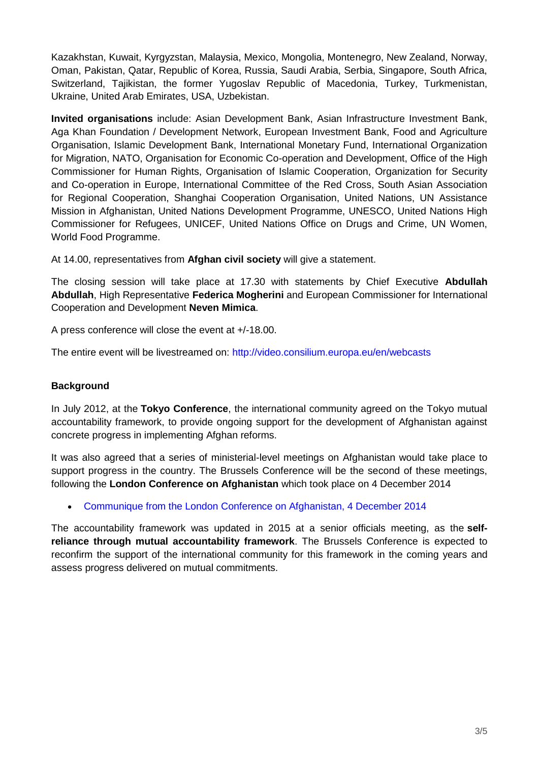Kazakhstan, Kuwait, Kyrgyzstan, Malaysia, Mexico, Mongolia, Montenegro, New Zealand, Norway, Oman, Pakistan, Qatar, Republic of Korea, Russia, Saudi Arabia, Serbia, Singapore, South Africa, Switzerland, Tajikistan, the former Yugoslav Republic of Macedonia, Turkey, Turkmenistan, Ukraine, United Arab Emirates, USA, Uzbekistan.

**Invited organisations** include: Asian Development Bank, Asian Infrastructure Investment Bank, Aga Khan Foundation / Development Network, European Investment Bank, Food and Agriculture Organisation, Islamic Development Bank, International Monetary Fund, International Organization for Migration, NATO, Organisation for Economic Co-operation and Development, Office of the High Commissioner for Human Rights, Organisation of Islamic Cooperation, Organization for Security and Co-operation in Europe, International Committee of the Red Cross, South Asian Association for Regional Cooperation, Shanghai Cooperation Organisation, United Nations, UN Assistance Mission in Afghanistan, United Nations Development Programme, UNESCO, United Nations High Commissioner for Refugees, UNICEF, United Nations Office on Drugs and Crime, UN Women, World Food Programme.

At 14.00, representatives from **Afghan civil society** will give a statement.

The closing session will take place at 17.30 with statements by Chief Executive **Abdullah Abdullah**, High Representative **Federica Mogherini** and European Commissioner for International Cooperation and Development **Neven Mimica**.

A press conference will close the event at +/-18.00.

The entire event will be livestreamed on: http://video.consilium.europa.eu/en/webcasts

**Background**

In July 2012, at the **Tokyo Conference**, the international community agreed on the Tokyo mutual accountability framework, to provide ongoing support for the development of Afghanistan against concrete progress in implementing Afghan reforms.

It was also agreed that a series of ministerial-level meetings on Afghanistan would take place to support progress in the country. The Brussels Conference will be the second of these meetings, following the **London Conference on Afghanistan** which took place on 4 December 2014

- Communique from the London Conference on Afghanistan, 4 December 2014

The accountability framework was updated in 2015 at a senior officials meeting, as the **self-reliance through mutual accountability framework**. The Brussels Conference is expected to reconfirm the support of the international community for this framework in the coming years and assess progress delivered on mutual commitments.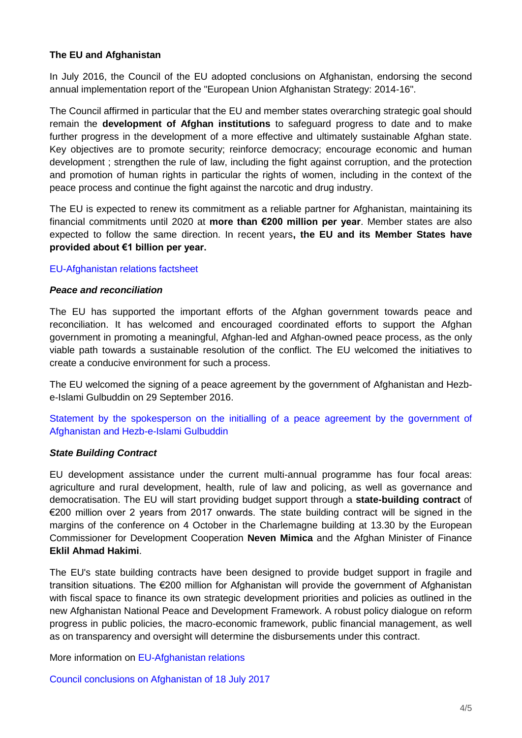**The EU and Afghanistan**

In July 2016, the Council of the EU adopted conclusions on Afghanistan, endorsing the second annual implementation report of the "European Union Afghanistan Strategy: 2014-16".

The Council affirmed in particular that the EU and member states overarching strategic goal should remain the **development of Afghan institutions** to safeguard progress to date and to make further progress in the development of a more effective and ultimately sustainable Afghan state. Key objectives are to promote security; reinforce democracy; encourage economic and human development ; strengthen the rule of law, including the fight against corruption, and the protection and promotion of human rights in particular the rights of women, including in the context of the peace process and continue the fight against the narcotic and drug industry.

The EU is expected to renew its commitment as a reliable partner for Afghanistan, maintaining its financial commitments until 2020 at **more than €200 million per year**. Member states are also expected to follow the same direction. In recent years**, the EU and its Member States have provided about €1 billion per year.**

EU-Afghanistan relations factsheet

***Peace and reconciliation***

The EU has supported the important efforts of the Afghan government towards peace and reconciliation. It has welcomed and encouraged coordinated efforts to support the Afghan government in promoting a meaningful, Afghan-led and Afghan-owned peace process, as the only viable path towards a sustainable resolution of the conflict. The EU welcomed the initiatives to create a conducive environment for such a process.

The EU welcomed the signing of a peace agreement by the government of Afghanistan and Hezb-e-Islami Gulbuddin on 29 September 2016.

Statement by the spokesperson on the initialling of a peace agreement by the government of Afghanistan and Hezb-e-Islami Gulbuddin

***State Building Contract***

EU development assistance under the current multi-annual programme has four focal areas: agriculture and rural development, health, rule of law and policing, as well as governance and democratisation. The EU will start providing budget support through a **state-building contract** of €200 million over 2 years from 2017 onwards. The state building contract will be signed in the margins of the conference on 4 October in the Charlemagne building at 13.30 by the European Commissioner for Development Cooperation **Neven Mimica** and the Afghan Minister of Finance **Eklil Ahmad Hakimi**.

The EU's state building contracts have been designed to provide budget support in fragile and transition situations. The €200 million for Afghanistan will provide the government of Afghanistan with fiscal space to finance its own strategic development priorities and policies as outlined in the new Afghanistan National Peace and Development Framework. A robust policy dialogue on reform progress in public policies, the macro-economic framework, public financial management, as well as on transparency and oversight will determine the disbursements under this contract.

More information on EU-Afghanistan relations

Council conclusions on Afghanistan of 18 July 2017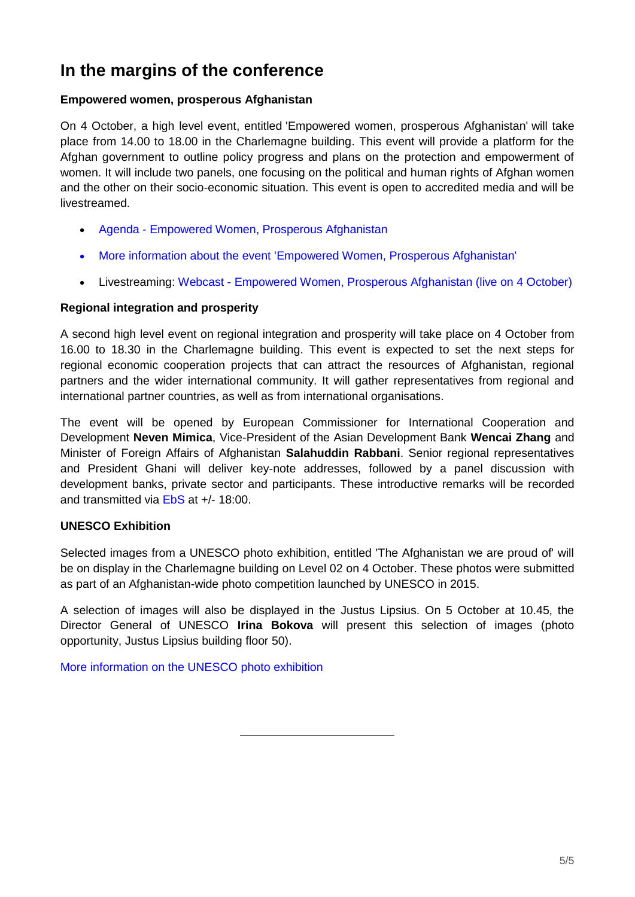## In the margins of the conference

**Empowered women, prosperous Afghanistan**

On 4 October, a high level event, entitled 'Empowered women, prosperous Afghanistan' will take place from 14.00 to 18.00 in the Charlemagne building. This event will provide a platform for the Afghan government to outline policy progress and plans on the protection and empowerment of women. It will include two panels, one focusing on the political and human rights of Afghan women and the other on their socio-economic situation. This event is open to accredited media and will be livestreamed.

- Agenda - Empowered Women, Prosperous Afghanistan
- More information about the event 'Empowered Women, Prosperous Afghanistan'
- Livestreaming: Webcast - Empowered Women, Prosperous Afghanistan (live on 4 October)

**Regional integration and prosperity**

A second high level event on regional integration and prosperity will take place on 4 October from 16.00 to 18.30 in the Charlemagne building. This event is expected to set the next steps for regional economic cooperation projects that can attract the resources of Afghanistan, regional partners and the wider international community. It will gather representatives from regional and international partner countries, as well as from international organisations.

The event will be opened by European Commissioner for International Cooperation and Development **Neven Mimica**, Vice-President of the Asian Development Bank **Wencai Zhang** and Minister of Foreign Affairs of Afghanistan **Salahuddin Rabbani**. Senior regional representatives and President Ghani will deliver key-note addresses, followed by a panel discussion with development banks, private sector and participants. These introductive remarks will be recorded and transmitted via EbS at +/- 18:00.

**UNESCO Exhibition**

Selected images from a UNESCO photo exhibition, entitled 'The Afghanistan we are proud of' will be on display in the Charlemagne building on Level 02 on 4 October. These photos were submitted as part of an Afghanistan-wide photo competition launched by UNESCO in 2015.

A selection of images will also be displayed in the Justus Lipsius. On 5 October at 10.45, the Director General of UNESCO **Irina Bokova** will present this selection of images (photo opportunity, Justus Lipsius building floor 50).

More information on the UNESCO photo exhibition